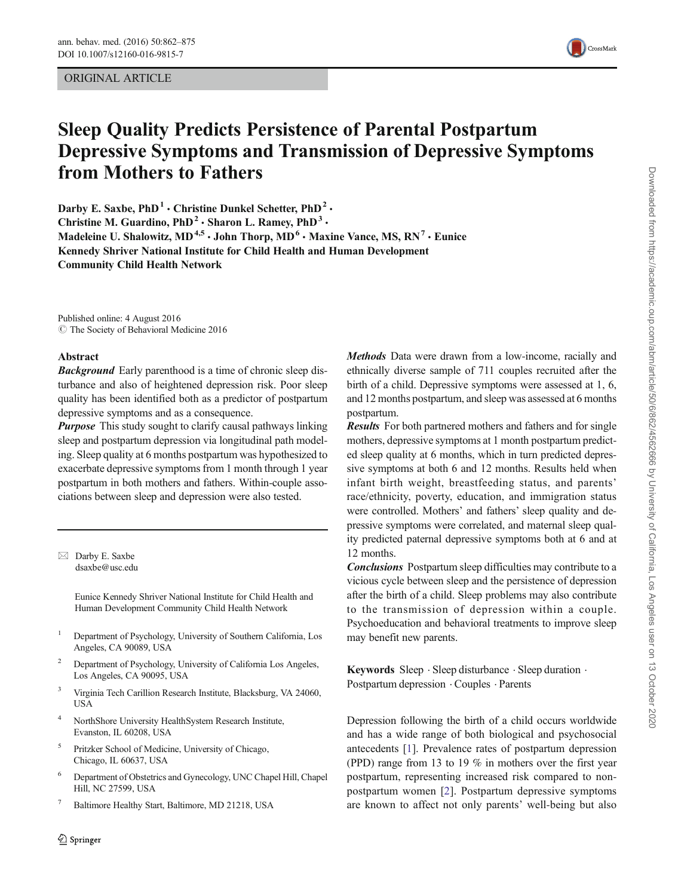ORIGINAL ARTICLE

# Sleep Quality Predicts Persistence of Parental Postpartum Depressive Symptoms and Transmission of Depressive Symptoms from Mothers to Fathers

**Darby E. Saxbe, PhD[1] · Christine Dunkel Schetter, PhD[2] · Christine M. Guardino, PhD[2] · Sharon L. Ramey, PhD[3] · Madeleine U. Shalowitz, MD[4,5] · John Thorp, MD[6] · Maxine Vance, MS, RN[7] · Eunice Kennedy Shriver National Institute for Child Health and Human Development Community Child Health Network**

Published online: 4 August 2016
© The Society of Behavioral Medicine 2016

## Abstract

***Background*** Early parenthood is a time of chronic sleep disturbance and also of heightened depression risk. Poor sleep quality has been identified both as a predictor of postpartum depressive symptoms and as a consequence.

***Purpose*** This study sought to clarify causal pathways linking sleep and postpartum depression via longitudinal path modeling. Sleep quality at 6 months postpartum was hypothesized to exacerbate depressive symptoms from 1 month through 1 year postpartum in both mothers and fathers. Within-couple associations between sleep and depression were also tested.

***Methods*** Data were drawn from a low-income, racially and ethnically diverse sample of 711 couples recruited after the birth of a child. Depressive symptoms were assessed at 1, 6, and 12 months postpartum, and sleep was assessed at 6 months postpartum.

***Results*** For both partnered mothers and fathers and for single mothers, depressive symptoms at 1 month postpartum predicted sleep quality at 6 months, which in turn predicted depressive symptoms at both 6 and 12 months. Results held when infant birth weight, breastfeeding status, and parents' race/ethnicity, poverty, education, and immigration status were controlled. Mothers' and fathers' sleep quality and depressive symptoms were correlated, and maternal sleep quality predicted paternal depressive symptoms both at 6 and at 12 months.

***Conclusions*** Postpartum sleep difficulties may contribute to a vicious cycle between sleep and the persistence of depression after the birth of a child. Sleep problems may also contribute to the transmission of depression within a couple. Psychoeducation and behavioral treatments to improve sleep may benefit new parents.

**Keywords** Sleep · Sleep disturbance · Sleep duration · Postpartum depression · Couples · Parents

✉ Darby E. Saxbe
dsaxbe@usc.edu

Eunice Kennedy Shriver National Institute for Child Health and Human Development Community Child Health Network

1. Department of Psychology, University of Southern California, Los Angeles, CA 90089, USA
2. Department of Psychology, University of California Los Angeles, Los Angeles, CA 90095, USA
3. Virginia Tech Carillion Research Institute, Blacksburg, VA 24060, USA
4. NorthShore University HealthSystem Research Institute, Evanston, IL 60208, USA
5. Pritzker School of Medicine, University of Chicago, Chicago, IL 60637, USA
6. Department of Obstetrics and Gynecology, UNC Chapel Hill, Chapel Hill, NC 27599, USA
7. Baltimore Healthy Start, Baltimore, MD 21218, USA

Depression following the birth of a child occurs worldwide and has a wide range of both biological and psychosocial antecedents [1]. Prevalence rates of postpartum depression (PPD) range from 13 to 19 % in mothers over the first year postpartum, representing increased risk compared to non-postpartum women [2]. Postpartum depressive symptoms are known to affect not only parents' well-being but also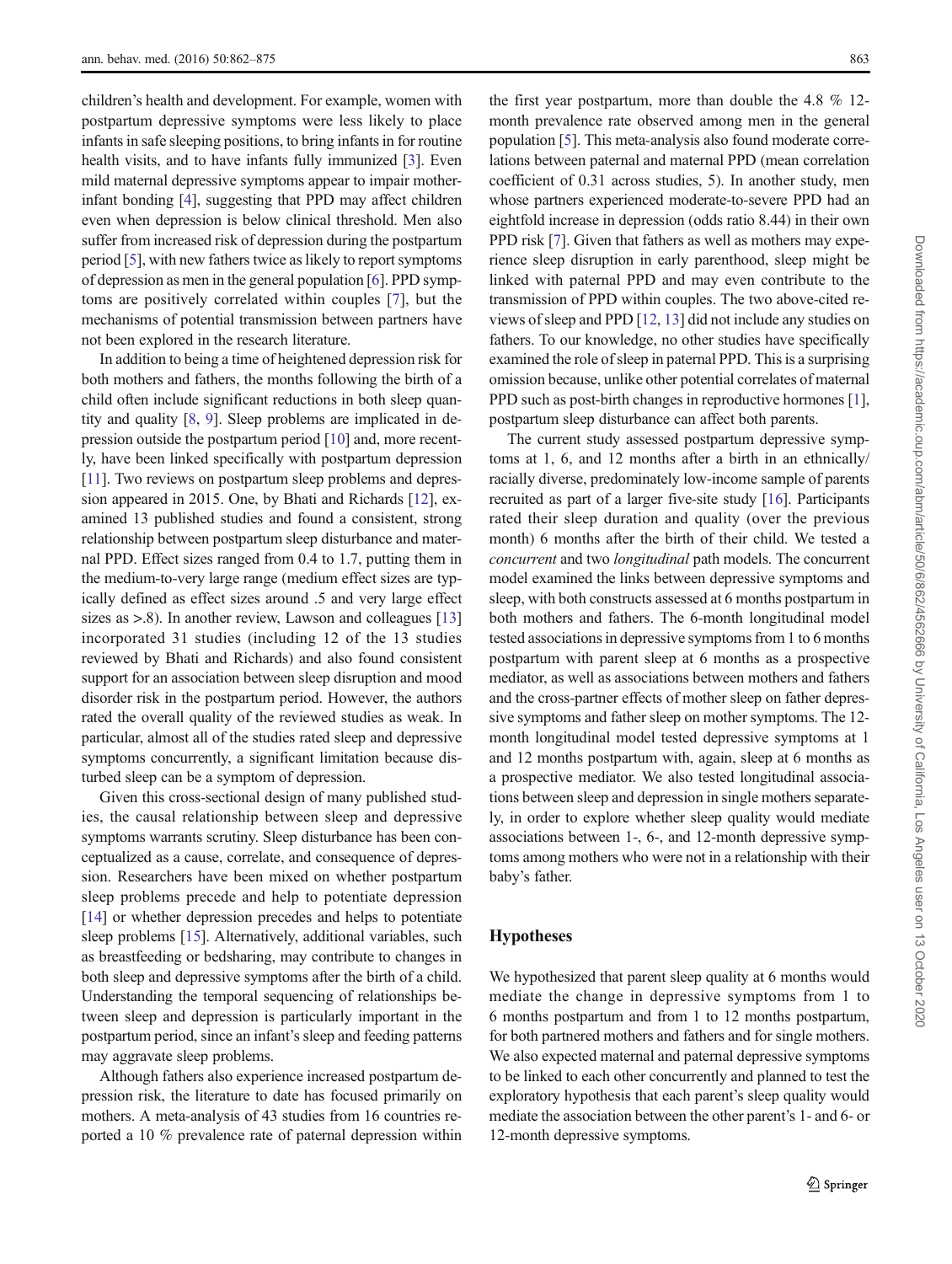children's health and development. For example, women with postpartum depressive symptoms were less likely to place infants in safe sleeping positions, to bring infants in for routine health visits, and to have infants fully immunized [3]. Even mild maternal depressive symptoms appear to impair mother-infant bonding [4], suggesting that PPD may affect children even when depression is below clinical threshold. Men also suffer from increased risk of depression during the postpartum period [5], with new fathers twice as likely to report symptoms of depression as men in the general population [6]. PPD symptoms are positively correlated within couples [7], but the mechanisms of potential transmission between partners have not been explored in the research literature.

In addition to being a time of heightened depression risk for both mothers and fathers, the months following the birth of a child often include significant reductions in both sleep quantity and quality [8, 9]. Sleep problems are implicated in depression outside the postpartum period [10] and, more recently, have been linked specifically with postpartum depression [11]. Two reviews on postpartum sleep problems and depression appeared in 2015. One, by Bhati and Richards [12], examined 13 published studies and found a consistent, strong relationship between postpartum sleep disturbance and maternal PPD. Effect sizes ranged from 0.4 to 1.7, putting them in the medium-to-very large range (medium effect sizes are typically defined as effect sizes around .5 and very large effect sizes as >.8). In another review, Lawson and colleagues [13] incorporated 31 studies (including 12 of the 13 studies reviewed by Bhati and Richards) and also found consistent support for an association between sleep disruption and mood disorder risk in the postpartum period. However, the authors rated the overall quality of the reviewed studies as weak. In particular, almost all of the studies rated sleep and depressive symptoms concurrently, a significant limitation because disturbed sleep can be a symptom of depression.

Given this cross-sectional design of many published studies, the causal relationship between sleep and depressive symptoms warrants scrutiny. Sleep disturbance has been conceptualized as a cause, correlate, and consequence of depression. Researchers have been mixed on whether postpartum sleep problems precede and help to potentiate depression [14] or whether depression precedes and helps to potentiate sleep problems [15]. Alternatively, additional variables, such as breastfeeding or bedsharing, may contribute to changes in both sleep and depressive symptoms after the birth of a child. Understanding the temporal sequencing of relationships between sleep and depression is particularly important in the postpartum period, since an infant's sleep and feeding patterns may aggravate sleep problems.

Although fathers also experience increased postpartum depression risk, the literature to date has focused primarily on mothers. A meta-analysis of 43 studies from 16 countries reported a 10 % prevalence rate of paternal depression within the first year postpartum, more than double the 4.8 % 12-month prevalence rate observed among men in the general population [5]. This meta-analysis also found moderate correlations between paternal and maternal PPD (mean correlation coefficient of 0.31 across studies, 5). In another study, men whose partners experienced moderate-to-severe PPD had an eightfold increase in depression (odds ratio 8.44) in their own PPD risk [7]. Given that fathers as well as mothers may experience sleep disruption in early parenthood, sleep might be linked with paternal PPD and may even contribute to the transmission of PPD within couples. The two above-cited reviews of sleep and PPD [12, 13] did not include any studies on fathers. To our knowledge, no other studies have specifically examined the role of sleep in paternal PPD. This is a surprising omission because, unlike other potential correlates of maternal PPD such as post-birth changes in reproductive hormones [1], postpartum sleep disturbance can affect both parents.

The current study assessed postpartum depressive symptoms at 1, 6, and 12 months after a birth in an ethnically/racially diverse, predominately low-income sample of parents recruited as part of a larger five-site study [16]. Participants rated their sleep duration and quality (over the previous month) 6 months after the birth of their child. We tested a *concurrent* and two *longitudinal* path models. The concurrent model examined the links between depressive symptoms and sleep, with both constructs assessed at 6 months postpartum in both mothers and fathers. The 6-month longitudinal model tested associations in depressive symptoms from 1 to 6 months postpartum with parent sleep at 6 months as a prospective mediator, as well as associations between mothers and fathers and the cross-partner effects of mother sleep on father depressive symptoms and father sleep on mother symptoms. The 12-month longitudinal model tested depressive symptoms at 1 and 12 months postpartum with, again, sleep at 6 months as a prospective mediator. We also tested longitudinal associations between sleep and depression in single mothers separately, in order to explore whether sleep quality would mediate associations between 1-, 6-, and 12-month depressive symptoms among mothers who were not in a relationship with their baby's father.

## Hypotheses

We hypothesized that parent sleep quality at 6 months would mediate the change in depressive symptoms from 1 to 6 months postpartum and from 1 to 12 months postpartum, for both partnered mothers and fathers and for single mothers. We also expected maternal and paternal depressive symptoms to be linked to each other concurrently and planned to test the exploratory hypothesis that each parent's sleep quality would mediate the association between the other parent's 1- and 6- or 12-month depressive symptoms.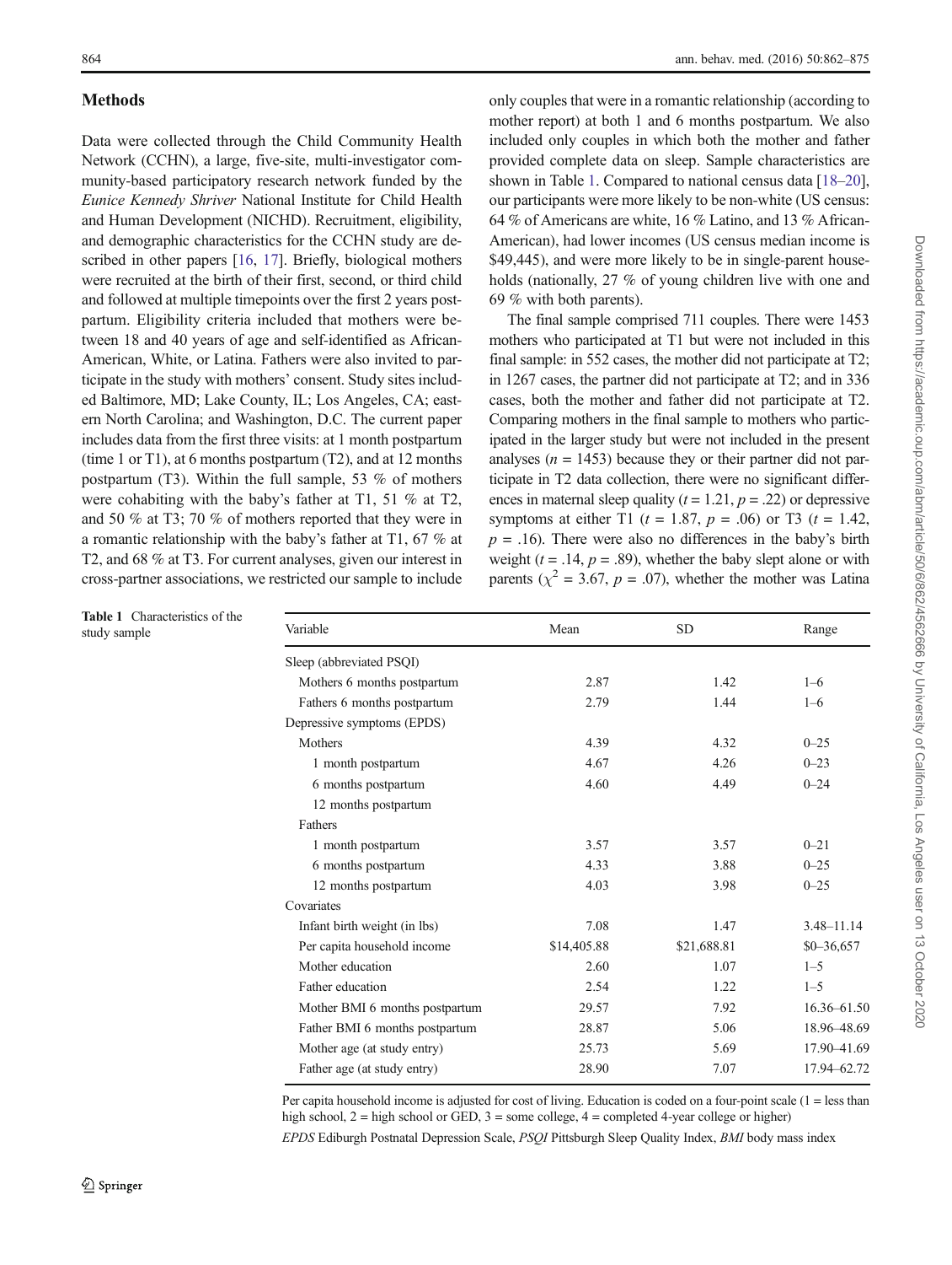## Methods

Data were collected through the Child Community Health Network (CCHN), a large, five-site, multi-investigator community-based participatory research network funded by the *Eunice Kennedy Shriver* National Institute for Child Health and Human Development (NICHD). Recruitment, eligibility, and demographic characteristics for the CCHN study are described in other papers [16, 17]. Briefly, biological mothers were recruited at the birth of their first, second, or third child and followed at multiple timepoints over the first 2 years postpartum. Eligibility criteria included that mothers were between 18 and 40 years of age and self-identified as African-American, White, or Latina. Fathers were also invited to participate in the study with mothers' consent. Study sites included Baltimore, MD; Lake County, IL; Los Angeles, CA; eastern North Carolina; and Washington, D.C. The current paper includes data from the first three visits: at 1 month postpartum (time 1 or T1), at 6 months postpartum (T2), and at 12 months postpartum (T3). Within the full sample, 53 % of mothers were cohabiting with the baby's father at T1, 51 % at T2, and 50 % at T3; 70 % of mothers reported that they were in a romantic relationship with the baby's father at T1, 67 % at T2, and 68 % at T3. For current analyses, given our interest in cross-partner associations, we restricted our sample to include only couples that were in a romantic relationship (according to mother report) at both 1 and 6 months postpartum. We also included only couples in which both the mother and father provided complete data on sleep. Sample characteristics are shown in Table 1. Compared to national census data [18–20], our participants were more likely to be non-white (US census: 64 % of Americans are white, 16 % Latino, and 13 % African-American), had lower incomes (US census median income is $49,445), and were more likely to be in single-parent households (nationally, 27 % of young children live with one and 69 % with both parents).

The final sample comprised 711 couples. There were 1453 mothers who participated at T1 but were not included in this final sample: in 552 cases, the mother did not participate at T2; in 1267 cases, the partner did not participate at T2; and in 336 cases, both the mother and father did not participate at T2. Comparing mothers in the final sample to mothers who participated in the larger study but were not included in the present analyses ($n = 1453$) because they or their partner did not participate in T2 data collection, there were no significant differences in maternal sleep quality ($t = 1.21$, $p = .22$) or depressive symptoms at either T1 ($t = 1.87$, $p = .06$) or T3 ($t = 1.42$, $p = .16$). There were also no differences in the baby's birth weight ($t = .14$, $p = .89$), whether the baby slept alone or with parents ($\chi^2 = 3.67$, $p = .07$), whether the mother was Latina

**Table 1** Characteristics of the study sample

| Variable | Mean | SD | Range |
|---|---|---|---|
| Sleep (abbreviated PSQI) | | | |
| Mothers 6 months postpartum | 2.87 | 1.42 | 1–6 |
| Fathers 6 months postpartum | 2.79 | 1.44 | 1–6 |
| Depressive symptoms (EPDS) | | | |
| Mothers | 4.39 | 4.32 | 0–25 |
| 1 month postpartum | 4.67 | 4.26 | 0–23 |
| 6 months postpartum | 4.60 | 4.49 | 0–24 |
| 12 months postpartum | | | |
| Fathers | | | |
| 1 month postpartum | 3.57 | 3.57 | 0–21 |
| 6 months postpartum | 4.33 | 3.88 | 0–25 |
| 12 months postpartum | 4.03 | 3.98 | 0–25 |
| Covariates | | | |
| Infant birth weight (in lbs) | 7.08 | 1.47 | 3.48–11.14 |
| Per capita household income | $14,405.88 | $21,688.81 | $0–36,657 |
| Mother education | 2.60 | 1.07 | 1–5 |
| Father education | 2.54 | 1.22 | 1–5 |
| Mother BMI 6 months postpartum | 29.57 | 7.92 | 16.36–61.50 |
| Father BMI 6 months postpartum | 28.87 | 5.06 | 18.96–48.69 |
| Mother age (at study entry) | 25.73 | 5.69 | 17.90–41.69 |
| Father age (at study entry) | 28.90 | 7.07 | 17.94–62.72 |

Per capita household income is adjusted for cost of living. Education is coded on a four-point scale (1 = less than high school, 2 = high school or GED, 3 = some college, 4 = completed 4-year college or higher)

*EPDS* Edinburgh Postnatal Depression Scale, *PSQI* Pittsburgh Sleep Quality Index, *BMI* body mass index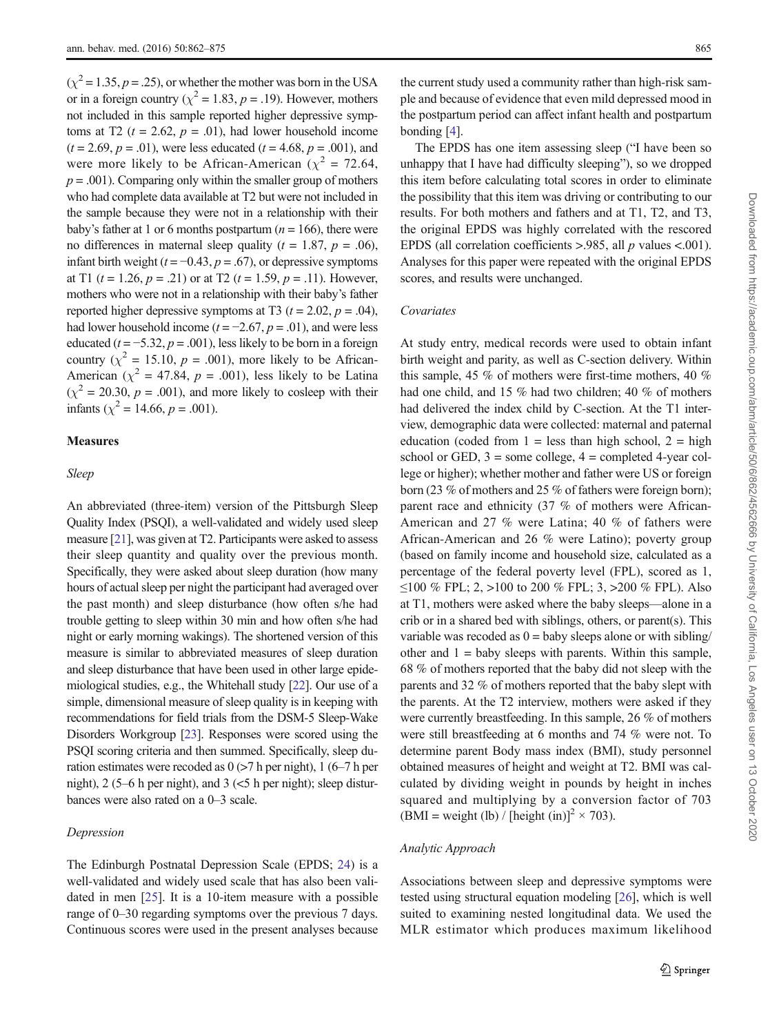($\chi^2 = 1.35$, $p = .25$), or whether the mother was born in the USA or in a foreign country ($\chi^2 = 1.83$, $p = .19$). However, mothers not included in this sample reported higher depressive symptoms at T2 ($t = 2.62$, $p = .01$), had lower household income ($t = 2.69$, $p = .01$), were less educated ($t = 4.68$, $p = .001$), and were more likely to be African-American ($\chi^2 = 72.64$, $p = .001$). Comparing only within the smaller group of mothers who had complete data available at T2 but were not included in the sample because they were not in a relationship with their baby's father at 1 or 6 months postpartum ($n = 166$), there were no differences in maternal sleep quality ($t = 1.87$, $p = .06$), infant birth weight ($t = -0.43$, $p = .67$), or depressive symptoms at T1 ($t = 1.26$, $p = .21$) or at T2 ($t = 1.59$, $p = .11$). However, mothers who were not in a relationship with their baby's father reported higher depressive symptoms at T3 ($t = 2.02$, $p = .04$), had lower household income ($t = -2.67$, $p = .01$), and were less educated ($t = -5.32$, $p = .001$), less likely to be born in a foreign country ($\chi^2 = 15.10$, $p = .001$), more likely to be African-American ($\chi^2 = 47.84$, $p = .001$), less likely to be Latina ($\chi^2 = 20.30$, $p = .001$), and more likely to cosleep with their infants ($\chi^2 = 14.66$, $p = .001$).

## Measures

### *Sleep*

An abbreviated (three-item) version of the Pittsburgh Sleep Quality Index (PSQI), a well-validated and widely used sleep measure [21], was given at T2. Participants were asked to assess their sleep quantity and quality over the previous month. Specifically, they were asked about sleep duration (how many hours of actual sleep per night the participant had averaged over the past month) and sleep disturbance (how often s/he had trouble getting to sleep within 30 min and how often s/he had night or early morning wakings). The shortened version of this measure is similar to abbreviated measures of sleep duration and sleep disturbance that have been used in other large epidemiological studies, e.g., the Whitehall study [22]. Our use of a simple, dimensional measure of sleep quality is in keeping with recommendations for field trials from the DSM-5 Sleep-Wake Disorders Workgroup [23]. Responses were scored using the PSQI scoring criteria and then summed. Specifically, sleep duration estimates were recoded as 0 (>7 h per night), 1 (6–7 h per night), 2 (5–6 h per night), and 3 (<5 h per night); sleep disturbances were also rated on a 0–3 scale.

### *Depression*

The Edinburgh Postnatal Depression Scale (EPDS; 24) is a well-validated and widely used scale that has also been validated in men [25]. It is a 10-item measure with a possible range of 0–30 regarding symptoms over the previous 7 days. Continuous scores were used in the present analyses because the current study used a community rather than high-risk sample and because of evidence that even mild depressed mood in the postpartum period can affect infant health and postpartum bonding [4].

The EPDS has one item assessing sleep ("I have been so unhappy that I have had difficulty sleeping"), so we dropped this item before calculating total scores in order to eliminate the possibility that this item was driving or contributing to our results. For both mothers and fathers and at T1, T2, and T3, the original EPDS was highly correlated with the rescored EPDS (all correlation coefficients >.985, all $p$ values <.001). Analyses for this paper were repeated with the original EPDS scores, and results were unchanged.

### *Covariates*

At study entry, medical records were used to obtain infant birth weight and parity, as well as C-section delivery. Within this sample, 45 % of mothers were first-time mothers, 40 % had one child, and 15 % had two children; 40 % of mothers had delivered the index child by C-section. At the T1 interview, demographic data were collected: maternal and paternal education (coded from 1 = less than high school, 2 = high school or GED, 3 = some college, 4 = completed 4-year college or higher); whether mother and father were US or foreign born (23 % of mothers and 25 % of fathers were foreign born); parent race and ethnicity (37 % of mothers were African-American and 27 % were Latina; 40 % of fathers were African-American and 26 % were Latino); poverty group (based on family income and household size, calculated as a percentage of the federal poverty level (FPL), scored as 1, ≤100 % FPL; 2, >100 to 200 % FPL; 3, >200 % FPL). Also at T1, mothers were asked where the baby sleeps—alone in a crib or in a shared bed with siblings, others, or parent(s). This variable was recoded as 0 = baby sleeps alone or with sibling/other and 1 = baby sleeps with parents. Within this sample, 68 % of mothers reported that the baby did not sleep with the parents and 32 % of mothers reported that the baby slept with the parents. At the T2 interview, mothers were asked if they were currently breastfeeding. In this sample, 26 % of mothers were still breastfeeding at 6 months and 74 % were not. To determine parent Body mass index (BMI), study personnel obtained measures of height and weight at T2. BMI was calculated by dividing weight in pounds by height in inches squared and multiplying by a conversion factor of 703 ($\text{BMI} = \text{weight (lb)} / [\text{height (in)}]^2 \times 703$).

### *Analytic Approach*

Associations between sleep and depressive symptoms were tested using structural equation modeling [26], which is well suited to examining nested longitudinal data. We used the MLR estimator which produces maximum likelihood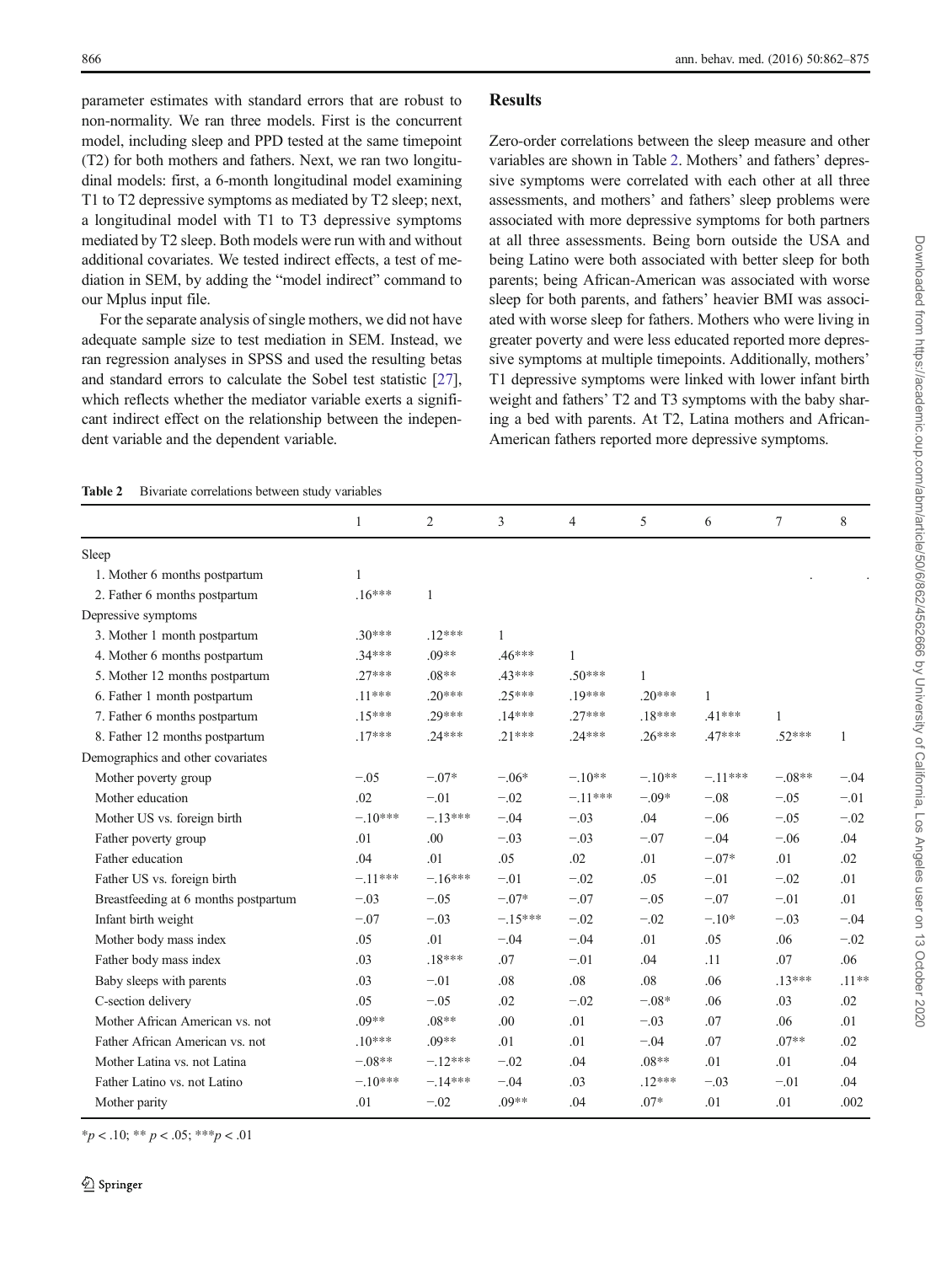parameter estimates with standard errors that are robust to non-normality. We ran three models. First is the concurrent model, including sleep and PPD tested at the same timepoint (T2) for both mothers and fathers. Next, we ran two longitudinal models: first, a 6-month longitudinal model examining T1 to T2 depressive symptoms as mediated by T2 sleep; next, a longitudinal model with T1 to T3 depressive symptoms mediated by T2 sleep. Both models were run with and without additional covariates. We tested indirect effects, a test of mediation in SEM, by adding the "model indirect" command to our Mplus input file.

For the separate analysis of single mothers, we did not have adequate sample size to test mediation in SEM. Instead, we ran regression analyses in SPSS and used the resulting betas and standard errors to calculate the Sobel test statistic [27], which reflects whether the mediator variable exerts a significant indirect effect on the relationship between the independent variable and the dependent variable.

## Results

Zero-order correlations between the sleep measure and other variables are shown in Table 2. Mothers' and fathers' depressive symptoms were correlated with each other at all three assessments, and mothers' and fathers' sleep problems were associated with more depressive symptoms for both partners at all three assessments. Being born outside the USA and being Latino were both associated with better sleep for both parents; being African-American was associated with worse sleep for both parents, and fathers' heavier BMI was associated with worse sleep for fathers. Mothers who were living in greater poverty and were less educated reported more depressive symptoms at multiple timepoints. Additionally, mothers' T1 depressive symptoms were linked with lower infant birth weight and fathers' T2 and T3 symptoms with the baby sharing a bed with parents. At T2, Latina mothers and African-American fathers reported more depressive symptoms.

**Table 2** Bivariate correlations between study variables

| | 1 | 2 | 3 | 4 | 5 | 6 | 7 | 8 |
|---|---|---|---|---|---|---|---|---|
| Sleep | | | | | | | | |
| 1. Mother 6 months postpartum | 1 | | | | | | | |
| 2. Father 6 months postpartum | .16*** | 1 | | | | | | |
| Depressive symptoms | | | | | | | | |
| 3. Mother 1 month postpartum | .30*** | .12*** | 1 | | | | | |
| 4. Mother 6 months postpartum | .34*** | .09** | .46*** | 1 | | | | |
| 5. Mother 12 months postpartum | .27*** | .08** | .43*** | .50*** | 1 | | | |
| 6. Father 1 month postpartum | .11*** | .20*** | .25*** | .19*** | .20*** | 1 | | |
| 7. Father 6 months postpartum | .15*** | .29*** | .14*** | .27*** | .18*** | .41*** | 1 | |
| 8. Father 12 months postpartum | .17*** | .24*** | .21*** | .24*** | .26*** | .47*** | .52*** | 1 |
| Demographics and other covariates | | | | | | | | |
| Mother poverty group | −.05 | −.07* | −.06* | −.10** | −.10** | −.11*** | −.08** | −.04 |
| Mother education | .02 | −.01 | −.02 | −.11*** | −.09* | −.08 | −.05 | −.01 |
| Mother US vs. foreign birth | −.10*** | −.13*** | −.04 | −.03 | .04 | −.06 | −.05 | −.02 |
| Father poverty group | .01 | .00 | −.03 | −.03 | −.07 | −.04 | −.06 | .04 |
| Father education | .04 | .01 | .05 | .02 | .01 | −.07* | .01 | .02 |
| Father US vs. foreign birth | −.11*** | −.16*** | −.01 | −.02 | .05 | −.01 | −.02 | .01 |
| Breastfeeding at 6 months postpartum | −.03 | −.05 | −.07* | −.07 | −.05 | −.07 | −.01 | .01 |
| Infant birth weight | −.07 | −.03 | −.15*** | −.02 | −.02 | −.10* | −.03 | −.04 |
| Mother body mass index | .05 | .01 | −.04 | −.04 | .01 | .05 | .06 | −.02 |
| Father body mass index | .03 | .18*** | .07 | −.01 | .04 | .11 | .07 | .06 |
| Baby sleeps with parents | .03 | −.01 | .08 | .08 | .08 | .06 | .13*** | .11** |
| C-section delivery | .05 | −.05 | .02 | −.02 | −.08* | .06 | .03 | .02 |
| Mother African American vs. not | .09** | .08** | .00 | .01 | −.03 | .07 | .06 | .01 |
| Father African American vs. not | .10*** | .09** | .01 | .01 | −.04 | .07 | .07** | .02 |
| Mother Latina vs. not Latina | −.08** | −.12*** | −.02 | .04 | .08** | .01 | .01 | .04 |
| Father Latino vs. not Latino | −.10*** | −.14*** | −.04 | .03 | .12*** | −.03 | −.01 | .04 |
| Mother parity | .01 | −.02 | .09** | .04 | .07* | .01 | .01 | .002 |

*$p < .10$; ** $p < .05$; ***$p < .01$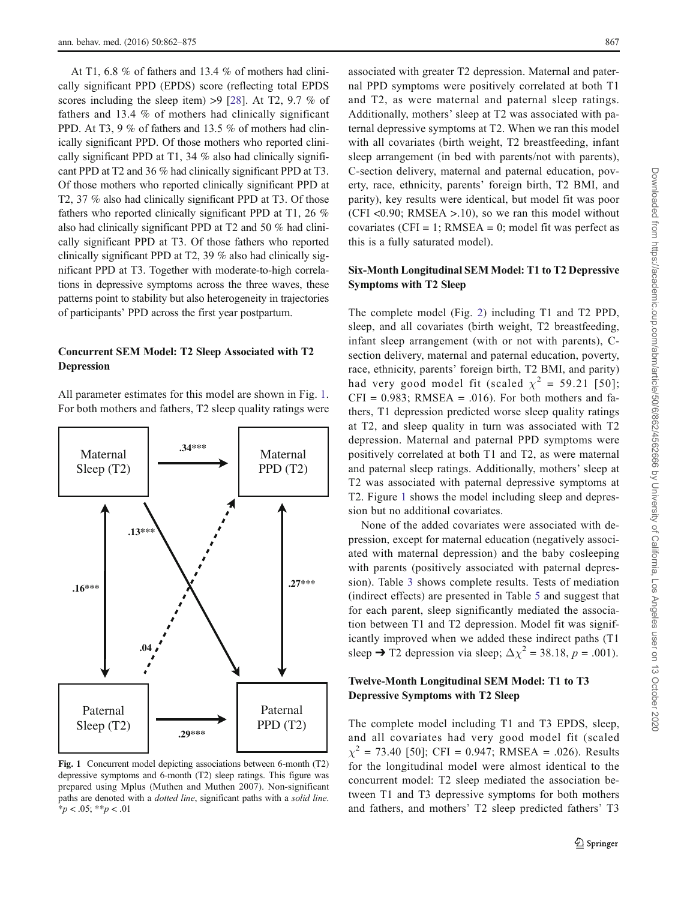At T1, 6.8 % of fathers and 13.4 % of mothers had clinically significant PPD (EPDS) score (reflecting total EPDS scores including the sleep item) >9 [28]. At T2, 9.7 % of fathers and 13.4 % of mothers had clinically significant PPD. At T3, 9 % of fathers and 13.5 % of mothers had clinically significant PPD. Of those mothers who reported clinically significant PPD at T1, 34 % also had clinically significant PPD at T2 and 36 % had clinically significant PPD at T3. Of those mothers who reported clinically significant PPD at T2, 37 % also had clinically significant PPD at T3. Of those fathers who reported clinically significant PPD at T1, 26 % also had clinically significant PPD at T2 and 50 % had clinically significant PPD at T3. Of those fathers who reported clinically significant PPD at T2, 39 % also had clinically significant PPD at T3. Together with moderate-to-high correlations in depressive symptoms across the three waves, these patterns point to stability but also heterogeneity in trajectories of participants' PPD across the first year postpartum.

## Concurrent SEM Model: T2 Sleep Associated with T2 Depression

All parameter estimates for this model are shown in Fig. 1. For both mothers and fathers, T2 sleep quality ratings were associated with greater T2 depression. Maternal and paternal PPD symptoms were positively correlated at both T1 and T2, as were maternal and paternal sleep ratings. Additionally, mothers' sleep at T2 was associated with paternal depressive symptoms at T2. When we ran this model with all covariates (birth weight, T2 breastfeeding, infant sleep arrangement (in bed with parents/not with parents), C-section delivery, maternal and paternal education, poverty, race, ethnicity, parents' foreign birth, T2 BMI, and parity), key results were identical, but model fit was poor (CFI <0.90; RMSEA >.10), so we ran this model without covariates (CFI = 1; RMSEA = 0; model fit was perfect as this is a fully saturated model).

Maternal Sleep (T2) → Maternal PPD (T2): .34***
Maternal Sleep (T2) → Paternal PPD (T2): .13***
Paternal Sleep (T2) → Maternal PPD (T2): .04
Paternal Sleep (T2) → Paternal PPD (T2): .29***
Maternal Sleep (T2) ↔ Paternal Sleep (T2): .16***
Maternal PPD (T2) ↔ Paternal PPD (T2): .27***

Fig. 1 Concurrent model depicting associations between 6-month (T2) depressive symptoms and 6-month (T2) sleep ratings. This figure was prepared using Mplus (Muthen and Muthen 2007). Non-significant paths are denoted with a *dotted line*, significant paths with a *solid line*. *$p < .05$; **$p < .01$

## Six-Month Longitudinal SEM Model: T1 to T2 Depressive Symptoms with T2 Sleep

The complete model (Fig. 2) including T1 and T2 PPD, sleep, and all covariates (birth weight, T2 breastfeeding, infant sleep arrangement (with or not with parents), C-section delivery, maternal and paternal education, poverty, race, ethnicity, parents' foreign birth, T2 BMI, and parity) had very good model fit (scaled $\chi^2$ = 59.21 [50]; CFI = 0.983; RMSEA = .016). For both mothers and fathers, T1 depression predicted worse sleep quality ratings at T2, and sleep quality in turn was associated with T2 depression. Maternal and paternal PPD symptoms were positively correlated at both T1 and T2, as were maternal and paternal sleep ratings. Additionally, mothers' sleep at T2 was associated with paternal depressive symptoms at T2. Figure 1 shows the model including sleep and depression but no additional covariates.

None of the added covariates were associated with depression, except for maternal education (negatively associated with maternal depression) and the baby cosleeping with parents (positively associated with paternal depression). Table 3 shows complete results. Tests of mediation (indirect effects) are presented in Table 5 and suggest that for each parent, sleep significantly mediated the association between T1 and T2 depression. Model fit was significantly improved when we added these indirect paths (T1 sleep ➔ T2 depression via sleep; $\Delta\chi^2$ = 38.18, $p$ = .001).

## Twelve-Month Longitudinal SEM Model: T1 to T3 Depressive Symptoms with T2 Sleep

The complete model including T1 and T3 EPDS, sleep, and all covariates had very good model fit (scaled $\chi^2$ = 73.40 [50]; CFI = 0.947; RMSEA = .026). Results for the longitudinal model were almost identical to the concurrent model: T2 sleep mediated the association between T1 and T3 depressive symptoms for both mothers and fathers, and mothers' T2 sleep predicted fathers' T3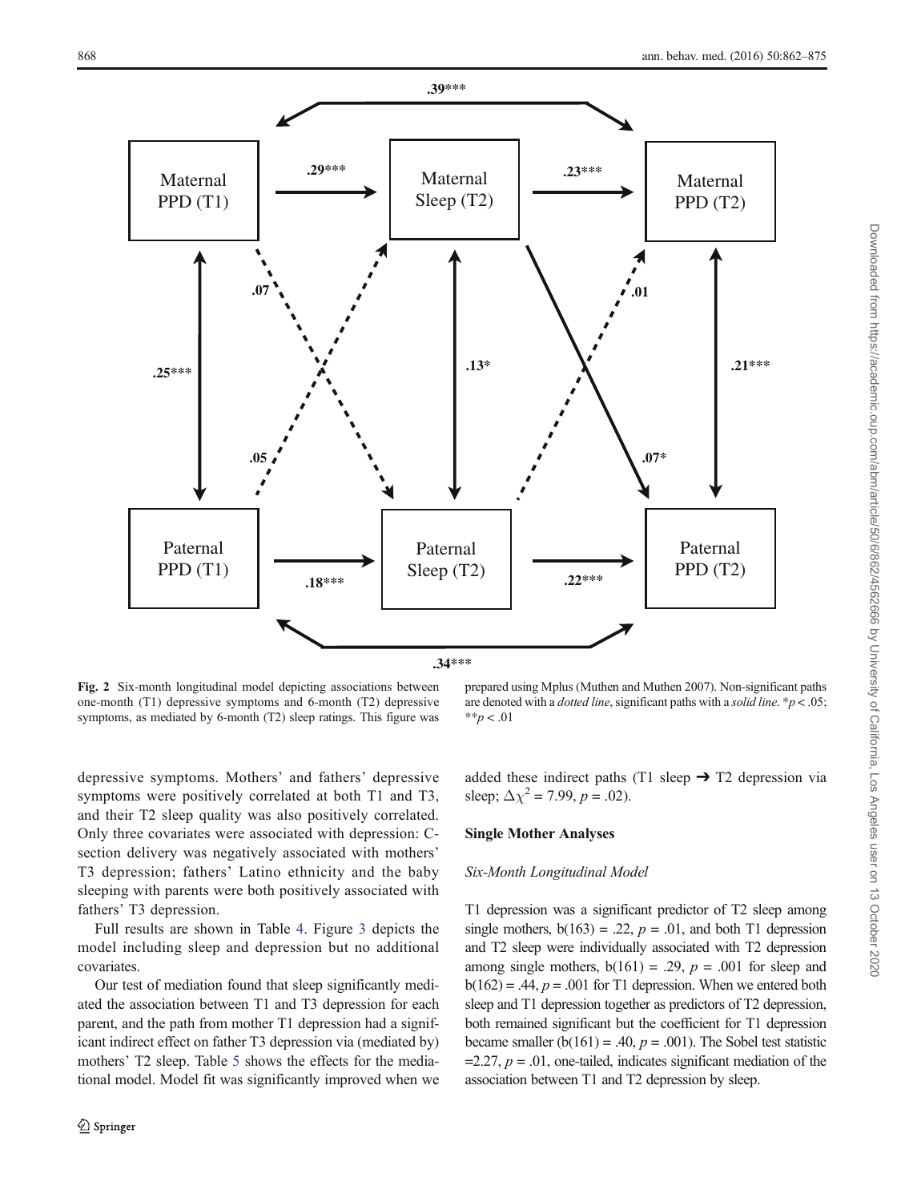Fig. 2 Six-month longitudinal model depicting associations between one-month (T1) depressive symptoms and 6-month (T2) depressive symptoms, as mediated by 6-month (T2) sleep ratings. This figure was prepared using Mplus (Muthen and Muthen 2007). Non-significant paths are denoted with a *dotted line*, significant paths with a *solid line*. *$p < .05$; **$p < .01$

depressive symptoms. Mothers' and fathers' depressive symptoms were positively correlated at both T1 and T3, and their T2 sleep quality was also positively correlated. Only three covariates were associated with depression: C-section delivery was negatively associated with mothers' T3 depression; fathers' Latino ethnicity and the baby sleeping with parents were both positively associated with fathers' T3 depression.

Full results are shown in Table 4. Figure 3 depicts the model including sleep and depression but no additional covariates.

Our test of mediation found that sleep significantly mediated the association between T1 and T3 depression for each parent, and the path from mother T1 depression had a significant indirect effect on father T3 depression via (mediated by) mothers' T2 sleep. Table 5 shows the effects for the mediational model. Model fit was significantly improved when we added these indirect paths (T1 sleep ➔ T2 depression via sleep; $\Delta\chi^2 = 7.99$, $p = .02$).

### Single Mother Analyses

#### *Six-Month Longitudinal Model*

T1 depression was a significant predictor of T2 sleep among single mothers, $b(163) = .22$, $p = .01$, and both T1 depression and T2 sleep were individually associated with T2 depression among single mothers, $b(161) = .29$, $p = .001$ for sleep and $b(162) = .44$, $p = .001$ for T1 depression. When we entered both sleep and T1 depression together as predictors of T2 depression, both remained significant but the coefficient for T1 depression became smaller ($b(161) = .40$, $p = .001$). The Sobel test statistic $=2.27$, $p = .01$, one-tailed, indicates significant mediation of the association between T1 and T2 depression by sleep.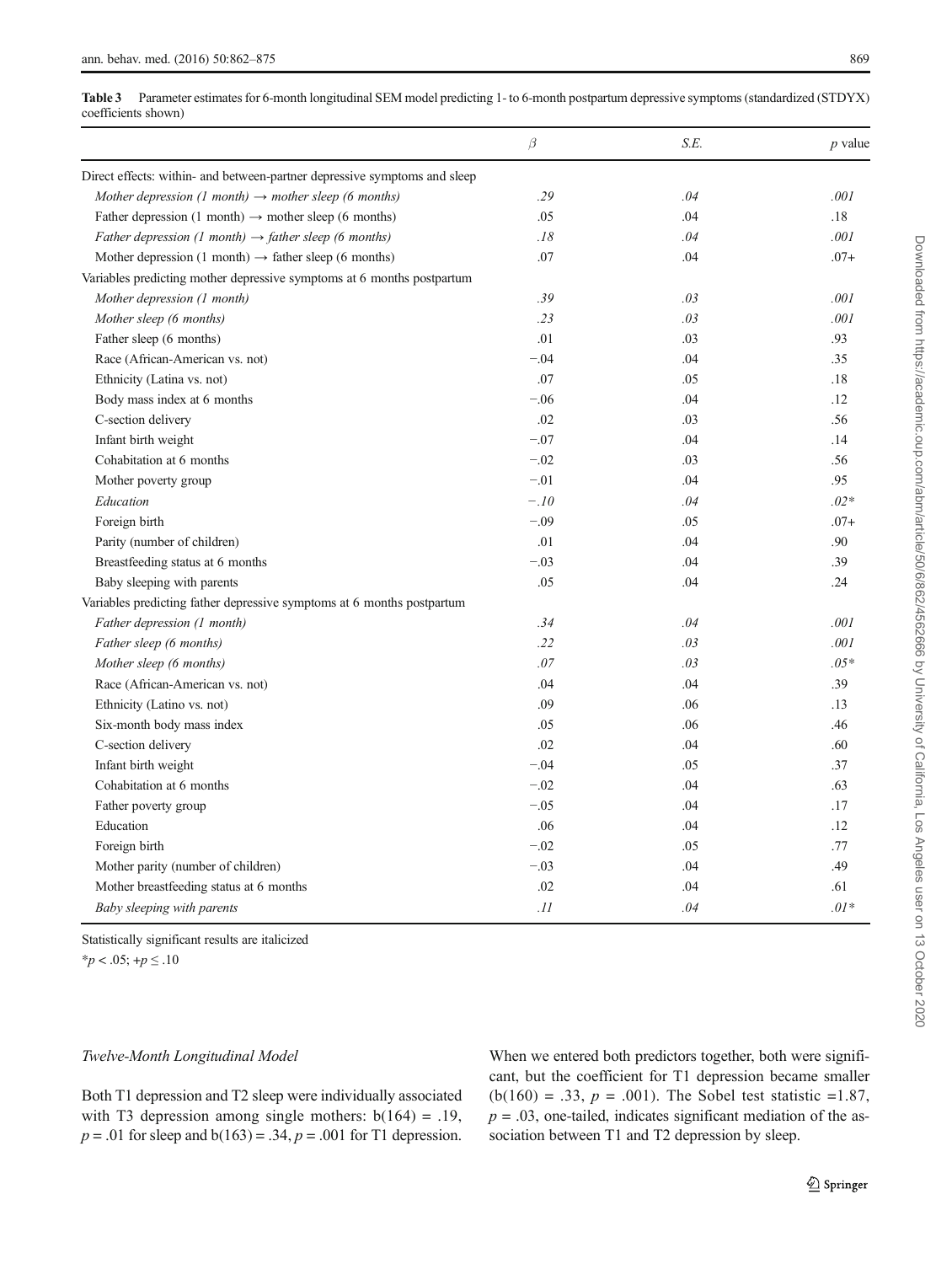**Table 3** Parameter estimates for 6-month longitudinal SEM model predicting 1- to 6-month postpartum depressive symptoms (standardized (STDYX) coefficients shown)

| | $\beta$ | *S.E.* | *p* value |
|---|---|---|---|
| Direct effects: within- and between-partner depressive symptoms and sleep | | | |
| *Mother depression (1 month) → mother sleep (6 months)* | *.29* | *.04* | *.001* |
| Father depression (1 month) → mother sleep (6 months) | .05 | .04 | .18 |
| *Father depression (1 month) → father sleep (6 months)* | *.18* | *.04* | *.001* |
| Mother depression (1 month) → father sleep (6 months) | .07 | .04 | .07+ |
| Variables predicting mother depressive symptoms at 6 months postpartum | | | |
| *Mother depression (1 month)* | *.39* | *.03* | *.001* |
| *Mother sleep (6 months)* | *.23* | *.03* | *.001* |
| Father sleep (6 months) | .01 | .03 | .93 |
| Race (African-American vs. not) | −.04 | .04 | .35 |
| Ethnicity (Latina vs. not) | .07 | .05 | .18 |
| Body mass index at 6 months | −.06 | .04 | .12 |
| C-section delivery | .02 | .03 | .56 |
| Infant birth weight | −.07 | .04 | .14 |
| Cohabitation at 6 months | −.02 | .03 | .56 |
| Mother poverty group | −.01 | .04 | .95 |
| *Education* | *−.10* | *.04* | *.02\** |
| Foreign birth | −.09 | .05 | .07+ |
| Parity (number of children) | .01 | .04 | .90 |
| Breastfeeding status at 6 months | −.03 | .04 | .39 |
| Baby sleeping with parents | .05 | .04 | .24 |
| Variables predicting father depressive symptoms at 6 months postpartum | | | |
| *Father depression (1 month)* | *.34* | *.04* | *.001* |
| *Father sleep (6 months)* | *.22* | *.03* | *.001* |
| *Mother sleep (6 months)* | *.07* | *.03* | *.05\** |
| Race (African-American vs. not) | .04 | .04 | .39 |
| Ethnicity (Latino vs. not) | .09 | .06 | .13 |
| Six-month body mass index | .05 | .06 | .46 |
| C-section delivery | .02 | .04 | .60 |
| Infant birth weight | −.04 | .05 | .37 |
| Cohabitation at 6 months | −.02 | .04 | .63 |
| Father poverty group | −.05 | .04 | .17 |
| Education | .06 | .04 | .12 |
| Foreign birth | −.02 | .05 | .77 |
| Mother parity (number of children) | −.03 | .04 | .49 |
| Mother breastfeeding status at 6 months | .02 | .04 | .61 |
| *Baby sleeping with parents* | *.11* | *.04* | *.01\** |

Statistically significant results are italicized

*$p < .05$; +$p \leq .10$

*Twelve-Month Longitudinal Model*

Both T1 depression and T2 sleep were individually associated with T3 depression among single mothers: $b(164) = .19$, $p = .01$ for sleep and $b(163) = .34$, $p = .001$ for T1 depression. When we entered both predictors together, both were significant, but the coefficient for T1 depression became smaller ($b(160) = .33$, $p = .001$). The Sobel test statistic =1.87, $p = .03$, one-tailed, indicates significant mediation of the association between T1 and T2 depression by sleep.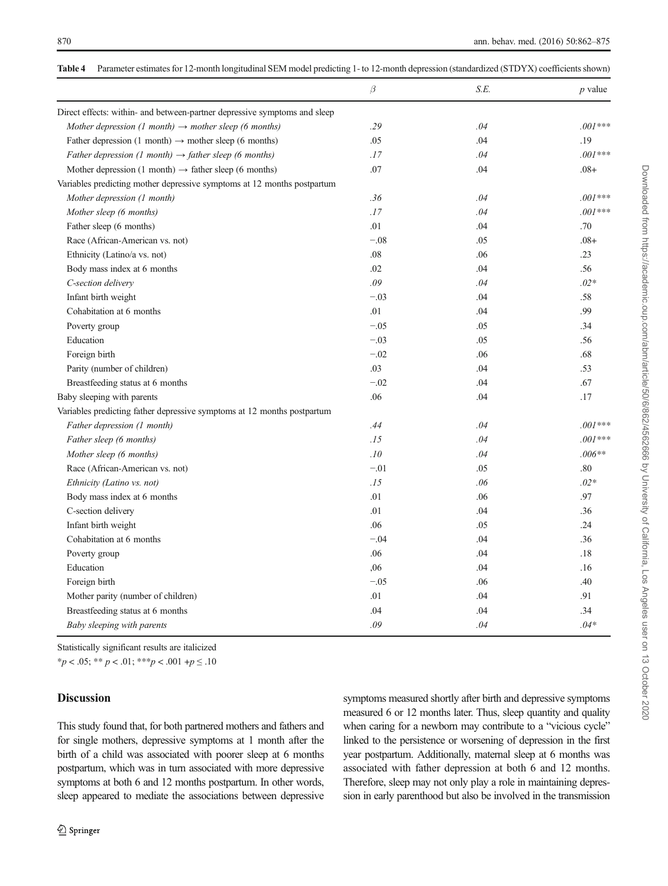**Table 4** Parameter estimates for 12-month longitudinal SEM model predicting 1- to 12-month depression (standardized (STDYX) coefficients shown)

| | $\beta$ | *S.E.* | *p* value |
|---|---|---|---|
| Direct effects: within- and between-partner depressive symptoms and sleep | | | |
| *Mother depression (1 month) → mother sleep (6 months)* | *.29* | *.04* | *.001**** |
| Father depression (1 month) → mother sleep (6 months) | .05 | .04 | .19 |
| *Father depression (1 month) → father sleep (6 months)* | *.17* | *.04* | *.001**** |
| Mother depression (1 month) → father sleep (6 months) | .07 | .04 | .08+ |
| Variables predicting mother depressive symptoms at 12 months postpartum | | | |
| *Mother depression (1 month)* | *.36* | *.04* | *.001**** |
| *Mother sleep (6 months)* | *.17* | *.04* | *.001**** |
| Father sleep (6 months) | .01 | .04 | .70 |
| Race (African-American vs. not) | −.08 | .05 | .08+ |
| Ethnicity (Latino/a vs. not) | .08 | .06 | .23 |
| Body mass index at 6 months | .02 | .04 | .56 |
| *C-section delivery* | *.09* | *.04* | *.02** |
| Infant birth weight | −.03 | .04 | .58 |
| Cohabitation at 6 months | .01 | .04 | .99 |
| Poverty group | −.05 | .05 | .34 |
| Education | −.03 | .05 | .56 |
| Foreign birth | −.02 | .06 | .68 |
| Parity (number of children) | .03 | .04 | .53 |
| Breastfeeding status at 6 months | −.02 | .04 | .67 |
| Baby sleeping with parents | .06 | .04 | .17 |
| Variables predicting father depressive symptoms at 12 months postpartum | | | |
| *Father depression (1 month)* | *.44* | *.04* | *.001**** |
| *Father sleep (6 months)* | *.15* | *.04* | *.001**** |
| *Mother sleep (6 months)* | *.10* | *.04* | *.006*** |
| Race (African-American vs. not) | −.01 | .05 | .80 |
| *Ethnicity (Latino vs. not)* | *.15* | *.06* | *.02** |
| Body mass index at 6 months | .01 | .06 | .97 |
| C-section delivery | .01 | .04 | .36 |
| Infant birth weight | .06 | .05 | .24 |
| Cohabitation at 6 months | −.04 | .04 | .36 |
| Poverty group | .06 | .04 | .18 |
| Education | ,06 | .04 | .16 |
| Foreign birth | −.05 | .06 | .40 |
| Mother parity (number of children) | .01 | .04 | .91 |
| Breastfeeding status at 6 months | .04 | .04 | .34 |
| *Baby sleeping with parents* | *.09* | *.04* | *.04** |

Statistically significant results are italicized

*$p < .05$; ** $p < .01$; ***$p < .001$ +$p \leq .10$

## Discussion

This study found that, for both partnered mothers and fathers and for single mothers, depressive symptoms at 1 month after the birth of a child was associated with poorer sleep at 6 months postpartum, which was in turn associated with more depressive symptoms at both 6 and 12 months postpartum. In other words, sleep appeared to mediate the associations between depressive symptoms measured shortly after birth and depressive symptoms measured 6 or 12 months later. Thus, sleep quantity and quality when caring for a newborn may contribute to a "vicious cycle" linked to the persistence or worsening of depression in the first year postpartum. Additionally, maternal sleep at 6 months was associated with father depression at both 6 and 12 months. Therefore, sleep may not only play a role in maintaining depression in early parenthood but also be involved in the transmission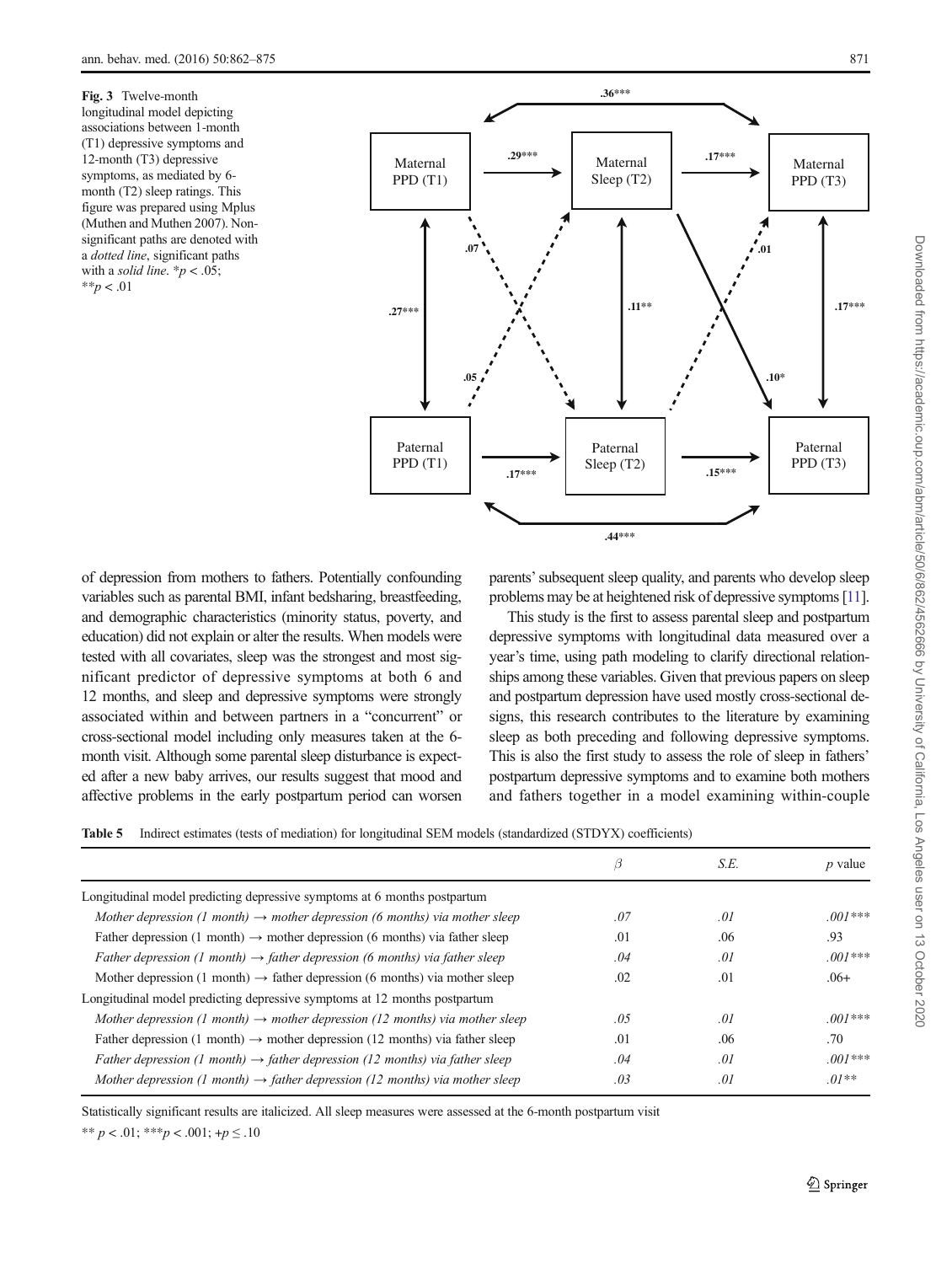**Fig. 3** Twelve-month longitudinal model depicting associations between 1-month (T1) depressive symptoms and 12-month (T3) depressive symptoms, as mediated by 6-month (T2) sleep ratings. This figure was prepared using Mplus (Muthen and Muthen 2007). Non-significant paths are denoted with a *dotted line*, significant paths with a *solid line*. $^{*}p < .05$; $^{**}p < .01$

of depression from mothers to fathers. Potentially confounding variables such as parental BMI, infant bedsharing, breastfeeding, and demographic characteristics (minority status, poverty, and education) did not explain or alter the results. When models were tested with all covariates, sleep was the strongest and most significant predictor of depressive symptoms at both 6 and 12 months, and sleep and depressive symptoms were strongly associated within and between partners in a "concurrent" or cross-sectional model including only measures taken at the 6-month visit. Although some parental sleep disturbance is expected after a new baby arrives, our results suggest that mood and affective problems in the early postpartum period can worsen parents' subsequent sleep quality, and parents who develop sleep problems may be at heightened risk of depressive symptoms [11].

This study is the first to assess parental sleep and postpartum depressive symptoms with longitudinal data measured over a year's time, using path modeling to clarify directional relationships among these variables. Given that previous papers on sleep and postpartum depression have used mostly cross-sectional designs, this research contributes to the literature by examining sleep as both preceding and following depressive symptoms. This is also the first study to assess the role of sleep in fathers' postpartum depressive symptoms and to examine both mothers and fathers together in a model examining within-couple

**Table 5** Indirect estimates (tests of mediation) for longitudinal SEM models (standardized (STDYX) coefficients)

| | $\beta$ | S.E. | $p$ value |
|---|---|---|---|
| Longitudinal model predicting depressive symptoms at 6 months postpartum | | | |
| *Mother depression (1 month) → mother depression (6 months) via mother sleep* | *.07* | *.01* | *.001\*\*\** |
| Father depression (1 month) → mother depression (6 months) via father sleep | .01 | .06 | .93 |
| *Father depression (1 month) → father depression (6 months) via father sleep* | *.04* | *.01* | *.001\*\*\** |
| Mother depression (1 month) → father depression (6 months) via mother sleep | .02 | .01 | .06+ |
| Longitudinal model predicting depressive symptoms at 12 months postpartum | | | |
| *Mother depression (1 month) → mother depression (12 months) via mother sleep* | *.05* | *.01* | *.001\*\*\** |
| Father depression (1 month) → mother depression (12 months) via father sleep | .01 | .06 | .70 |
| *Father depression (1 month) → father depression (12 months) via father sleep* | *.04* | *.01* | *.001\*\*\** |
| *Mother depression (1 month) → father depression (12 months) via mother sleep* | *.03* | *.01* | *.01\*\** |

Statistically significant results are italicized. All sleep measures were assessed at the 6-month postpartum visit

$^{**}p < .01$; $^{***}p < .001$; $+p \leq .10$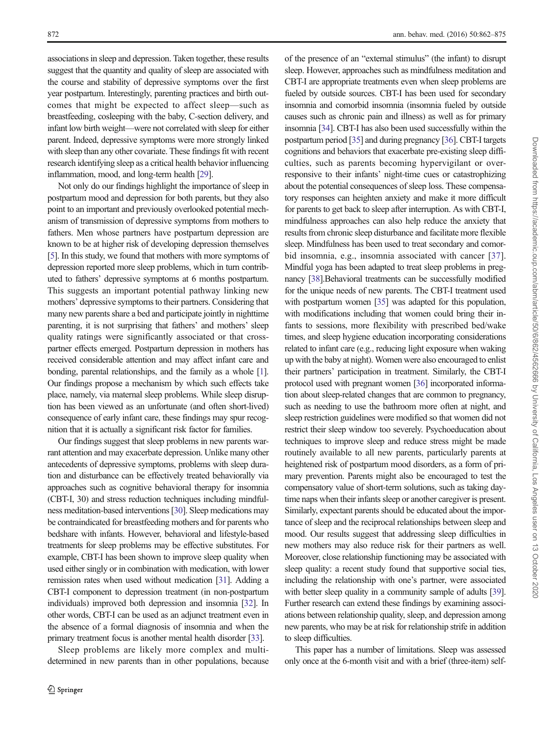associations in sleep and depression. Taken together, these results suggest that the quantity and quality of sleep are associated with the course and stability of depressive symptoms over the first year postpartum. Interestingly, parenting practices and birth outcomes that might be expected to affect sleep—such as breastfeeding, cosleeping with the baby, C-section delivery, and infant low birth weight—were not correlated with sleep for either parent. Indeed, depressive symptoms were more strongly linked with sleep than any other covariate. These findings fit with recent research identifying sleep as a critical health behavior influencing inflammation, mood, and long-term health [29].

Not only do our findings highlight the importance of sleep in postpartum mood and depression for both parents, but they also point to an important and previously overlooked potential mechanism of transmission of depressive symptoms from mothers to fathers. Men whose partners have postpartum depression are known to be at higher risk of developing depression themselves [5]. In this study, we found that mothers with more symptoms of depression reported more sleep problems, which in turn contributed to fathers' depressive symptoms at 6 months postpartum. This suggests an important potential pathway linking new mothers' depressive symptoms to their partners. Considering that many new parents share a bed and participate jointly in nighttime parenting, it is not surprising that fathers' and mothers' sleep quality ratings were significantly associated or that cross-partner effects emerged. Postpartum depression in mothers has received considerable attention and may affect infant care and bonding, parental relationships, and the family as a whole [1]. Our findings propose a mechanism by which such effects take place, namely, via maternal sleep problems. While sleep disruption has been viewed as an unfortunate (and often short-lived) consequence of early infant care, these findings may spur recognition that it is actually a significant risk factor for families.

Our findings suggest that sleep problems in new parents warrant attention and may exacerbate depression. Unlike many other antecedents of depressive symptoms, problems with sleep duration and disturbance can be effectively treated behaviorally via approaches such as cognitive behavioral therapy for insomnia (CBT-I, 30) and stress reduction techniques including mindfulness meditation-based interventions [30]. Sleep medications may be contraindicated for breastfeeding mothers and for parents who bedshare with infants. However, behavioral and lifestyle-based treatments for sleep problems may be effective substitutes. For example, CBT-I has been shown to improve sleep quality when used either singly or in combination with medication, with lower remission rates when used without medication [31]. Adding a CBT-I component to depression treatment (in non-postpartum individuals) improved both depression and insomnia [32]. In other words, CBT-I can be used as an adjunct treatment even in the absence of a formal diagnosis of insomnia and when the primary treatment focus is another mental health disorder [33].

Sleep problems are likely more complex and multi-determined in new parents than in other populations, because of the presence of an "external stimulus" (the infant) to disrupt sleep. However, approaches such as mindfulness meditation and CBT-I are appropriate treatments even when sleep problems are fueled by outside sources. CBT-I has been used for secondary insomnia and comorbid insomnia (insomnia fueled by outside causes such as chronic pain and illness) as well as for primary insomnia [34]. CBT-I has also been used successfully within the postpartum period [35] and during pregnancy [36]. CBT-I targets cognitions and behaviors that exacerbate pre-existing sleep difficulties, such as parents becoming hypervigilant or over-responsive to their infants' night-time cues or catastrophizing about the potential consequences of sleep loss. These compensatory responses can heighten anxiety and make it more difficult for parents to get back to sleep after interruption. As with CBT-I, mindfulness approaches can also help reduce the anxiety that results from chronic sleep disturbance and facilitate more flexible sleep. Mindfulness has been used to treat secondary and comorbid insomnia, e.g., insomnia associated with cancer [37]. Mindful yoga has been adapted to treat sleep problems in pregnancy [38].Behavioral treatments can be successfully modified for the unique needs of new parents. The CBT-I treatment used with postpartum women [35] was adapted for this population, with modifications including that women could bring their infants to sessions, more flexibility with prescribed bed/wake times, and sleep hygiene education incorporating considerations related to infant care (e.g., reducing light exposure when waking up with the baby at night). Women were also encouraged to enlist their partners' participation in treatment. Similarly, the CBT-I protocol used with pregnant women [36] incorporated information about sleep-related changes that are common to pregnancy, such as needing to use the bathroom more often at night, and sleep restriction guidelines were modified so that women did not restrict their sleep window too severely. Psychoeducation about techniques to improve sleep and reduce stress might be made routinely available to all new parents, particularly parents at heightened risk of postpartum mood disorders, as a form of primary prevention. Parents might also be encouraged to test the compensatory value of short-term solutions, such as taking daytime naps when their infants sleep or another caregiver is present. Similarly, expectant parents should be educated about the importance of sleep and the reciprocal relationships between sleep and mood. Our results suggest that addressing sleep difficulties in new mothers may also reduce risk for their partners as well. Moreover, close relationship functioning may be associated with sleep quality: a recent study found that supportive social ties, including the relationship with one's partner, were associated with better sleep quality in a community sample of adults [39]. Further research can extend these findings by examining associations between relationship quality, sleep, and depression among new parents, who may be at risk for relationship strife in addition to sleep difficulties.

This paper has a number of limitations. Sleep was assessed only once at the 6-month visit and with a brief (three-item) self-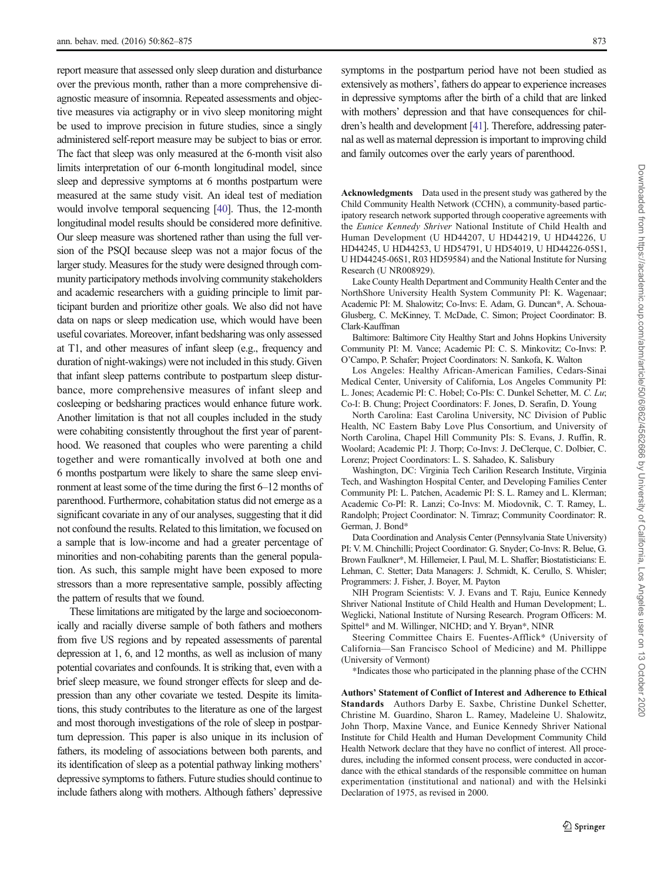report measure that assessed only sleep duration and disturbance over the previous month, rather than a more comprehensive diagnostic measure of insomnia. Repeated assessments and objective measures via actigraphy or in vivo sleep monitoring might be used to improve precision in future studies, since a singly administered self-report measure may be subject to bias or error. The fact that sleep was only measured at the 6-month visit also limits interpretation of our 6-month longitudinal model, since sleep and depressive symptoms at 6 months postpartum were measured at the same study visit. An ideal test of mediation would involve temporal sequencing [40]. Thus, the 12-month longitudinal model results should be considered more definitive. Our sleep measure was shortened rather than using the full version of the PSQI because sleep was not a major focus of the larger study. Measures for the study were designed through community participatory methods involving community stakeholders and academic researchers with a guiding principle to limit participant burden and prioritize other goals. We also did not have data on naps or sleep medication use, which would have been useful covariates. Moreover, infant bedsharing was only assessed at T1, and other measures of infant sleep (e.g., frequency and duration of night-wakings) were not included in this study. Given that infant sleep patterns contribute to postpartum sleep disturbance, more comprehensive measures of infant sleep and cosleeping or bedsharing practices would enhance future work. Another limitation is that not all couples included in the study were cohabiting consistently throughout the first year of parenthood. We reasoned that couples who were parenting a child together and were romantically involved at both one and 6 months postpartum were likely to share the same sleep environment at least some of the time during the first 6–12 months of parenthood. Furthermore, cohabitation status did not emerge as a significant covariate in any of our analyses, suggesting that it did not confound the results. Related to this limitation, we focused on a sample that is low-income and had a greater percentage of minorities and non-cohabiting parents than the general population. As such, this sample might have been exposed to more stressors than a more representative sample, possibly affecting the pattern of results that we found.

These limitations are mitigated by the large and socioeconomically and racially diverse sample of both fathers and mothers from five US regions and by repeated assessments of parental depression at 1, 6, and 12 months, as well as inclusion of many potential covariates and confounds. It is striking that, even with a brief sleep measure, we found stronger effects for sleep and depression than any other covariate we tested. Despite its limitations, this study contributes to the literature as one of the largest and most thorough investigations of the role of sleep in postpartum depression. This paper is also unique in its inclusion of fathers, its modeling of associations between both parents, and its identification of sleep as a potential pathway linking mothers' depressive symptoms to fathers. Future studies should continue to include fathers along with mothers. Although fathers' depressive symptoms in the postpartum period have not been studied as extensively as mothers', fathers do appear to experience increases in depressive symptoms after the birth of a child that are linked with mothers' depression and that have consequences for children's health and development [41]. Therefore, addressing paternal as well as maternal depression is important to improving child and family outcomes over the early years of parenthood.

**Acknowledgments** Data used in the present study was gathered by the Child Community Health Network (CCHN), a community-based participatory research network supported through cooperative agreements with the *Eunice Kennedy Shriver* National Institute of Child Health and Human Development (U HD44207, U HD44219, U HD44226, U HD44245, U HD44253, U HD54791, U HD54019, U HD44226-05S1, U HD44245-06S1, R03 HD59584) and the National Institute for Nursing Research (U NR008929).

Lake County Health Department and Community Health Center and the NorthShore University Health System Community PI: K. Wagenaar; Academic PI: M. Shalowitz; Co-Invs: E. Adam, G. Duncan*, A. Schoua-Glusberg, C. McKinney, T. McDade, C. Simon; Project Coordinator: B. Clark-Kauffman

Baltimore: Baltimore City Healthy Start and Johns Hopkins University Community PI: M. Vance; Academic PI: C. S. Minkovitz; Co-Invs: P. O'Campo, P. Schafer; Project Coordinators: N. Sankofa, K. Walton

Los Angeles: Healthy African-American Families, Cedars-Sinai Medical Center, University of California, Los Angeles Community PI: L. Jones; Academic PI: C. Hobel; Co-PIs: C. Dunkel Schetter, M. *C. Lu*; Co-I: B. Chung; Project Coordinators: F. Jones, D. Serafin, D. Young

North Carolina: East Carolina University, NC Division of Public Health, NC Eastern Baby Love Plus Consortium, and University of North Carolina, Chapel Hill Community PIs: S. Evans, J. Ruffin, R. Woolard; Academic PI: J. Thorp; Co-Invs: J. DeClerque, C. Dolbier, C. Lorenz; Project Coordinators: L. S. Sahadeo, K. Salisbury

Washington, DC: Virginia Tech Carilion Research Institute, Virginia Tech, and Washington Hospital Center, and Developing Families Center Community PI: L. Patchen, Academic PI: S. L. Ramey and L. Klerman; Academic Co-PI: R. Lanzi; Co-Invs: M. Miodovnik, C. T. Ramey, L. Randolph; Project Coordinator: N. Timraz; Community Coordinator: R. German, J. Bond*

Data Coordination and Analysis Center (Pennsylvania State University) PI: V. M. Chinchilli; Project Coordinator: G. Snyder; Co-Invs: R. Belue, G. Brown Faulkner*, M. Hillemeier, I. Paul, M. L. Shaffer; Biostatisticians: E. Lehman, C. Stetter; Data Managers: J. Schmidt, K. Cerullo, S. Whisler; Programmers: J. Fisher, J. Boyer, M. Payton

NIH Program Scientists: V. J. Evans and T. Raju, Eunice Kennedy Shriver National Institute of Child Health and Human Development; L. Weglicki, National Institute of Nursing Research. Program Officers: M. Spittel* and M. Willinger, NICHD; and Y. Bryan*, NINR

Steering Committee Chairs E. Fuentes-Afflick* (University of California—San Francisco School of Medicine) and M. Phillippe (University of Vermont)

*Indicates those who participated in the planning phase of the CCHN

**Authors' Statement of Conflict of Interest and Adherence to Ethical Standards** Authors Darby E. Saxbe, Christine Dunkel Schetter, Christine M. Guardino, Sharon L. Ramey, Madeleine U. Shalowitz, John Thorp, Maxine Vance, and Eunice Kennedy Shriver National Institute for Child Health and Human Development Community Child Health Network declare that they have no conflict of interest. All procedures, including the informed consent process, were conducted in accordance with the ethical standards of the responsible committee on human experimentation (institutional and national) and with the Helsinki Declaration of 1975, as revised in 2000.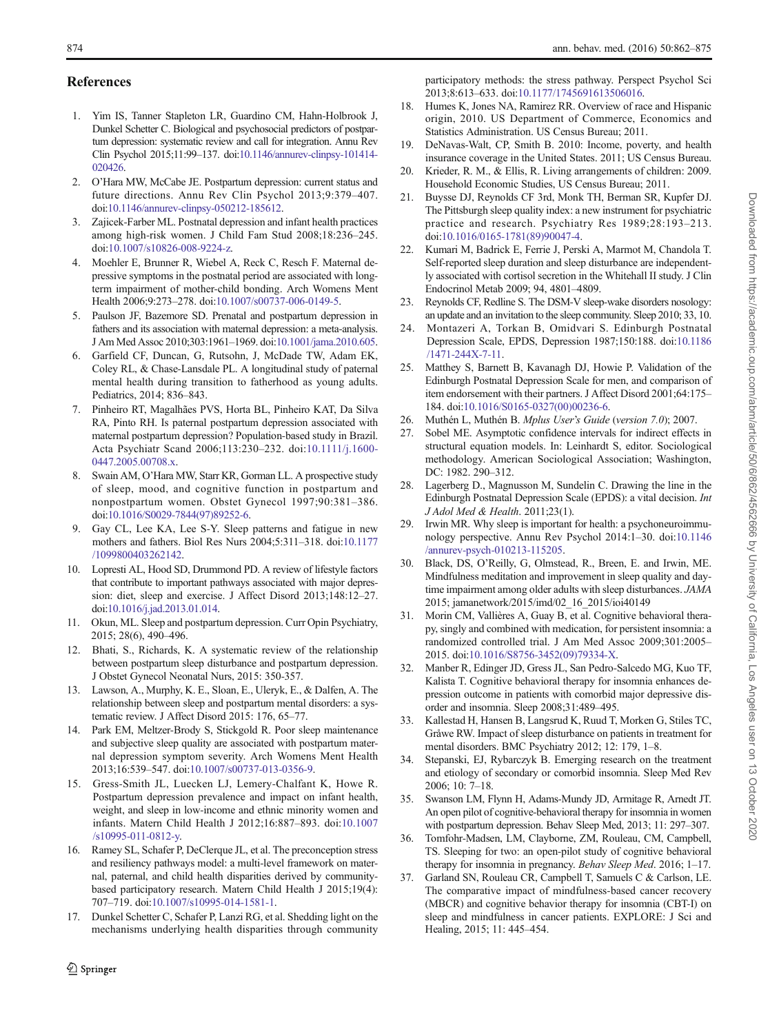## References

1. Yim IS, Tanner Stapleton LR, Guardino CM, Hahn-Holbrook J, Dunkel Schetter C. Biological and psychosocial predictors of postpartum depression: systematic review and call for integration. Annu Rev Clin Psychol 2015;11:99–137. doi:10.1146/annurev-clinpsy-101414-020426.
2. O'Hara MW, McCabe JE. Postpartum depression: current status and future directions. Annu Rev Clin Psychol 2013;9:379–407. doi:10.1146/annurev-clinpsy-050212-185612.
3. Zajicek-Farber ML. Postnatal depression and infant health practices among high-risk women. J Child Fam Stud 2008;18:236–245. doi:10.1007/s10826-008-9224-z.
4. Moehler E, Brunner R, Wiebel A, Reck C, Resch F. Maternal depressive symptoms in the postnatal period are associated with long-term impairment of mother-child bonding. Arch Womens Ment Health 2006;9:273–278. doi:10.1007/s00737-006-0149-5.
5. Paulson JF, Bazemore SD. Prenatal and postpartum depression in fathers and its association with maternal depression: a meta-analysis. J Am Med Assoc 2010;303:1961–1969. doi:10.1001/jama.2010.605.
6. Garfield CF, Duncan, G, Rutsohn, J, McDade TW, Adam EK, Coley RL, & Chase-Lansdale PL. A longitudinal study of paternal mental health during transition to fatherhood as young adults. Pediatrics, 2014; 836–843.
7. Pinheiro RT, Magalhães PVS, Horta BL, Pinheiro KAT, Da Silva RA, Pinto RH. Is paternal postpartum depression associated with maternal postpartum depression? Population-based study in Brazil. Acta Psychiatr Scand 2006;113:230–232. doi:10.1111/j.1600-0447.2005.00708.x.
8. Swain AM, O'Hara MW, Starr KR, Gorman LL. A prospective study of sleep, mood, and cognitive function in postpartum and nonpostpartum women. Obstet Gynecol 1997;90:381–386. doi:10.1016/S0029-7844(97)89252-6.
9. Gay CL, Lee KA, Lee S-Y. Sleep patterns and fatigue in new mothers and fathers. Biol Res Nurs 2004;5:311–318. doi:10.1177/1099800403262142.
10. Lopresti AL, Hood SD, Drummond PD. A review of lifestyle factors that contribute to important pathways associated with major depression: diet, sleep and exercise. J Affect Disord 2013;148:12–27. doi:10.1016/j.jad.2013.01.014.
11. Okun, ML. Sleep and postpartum depression. Curr Opin Psychiatry, 2015; 28(6), 490–496.
12. Bhati, S., Richards, K. A systematic review of the relationship between postpartum sleep disturbance and postpartum depression. J Obstet Gynecol Neonatal Nurs, 2015: 350-357.
13. Lawson, A., Murphy, K. E., Sloan, E., Uleryk, E., & Dalfen, A. The relationship between sleep and postpartum mental disorders: a systematic review. J Affect Disord 2015: 176, 65–77.
14. Park EM, Meltzer-Brody S, Stickgold R. Poor sleep maintenance and subjective sleep quality are associated with postpartum maternal depression symptom severity. Arch Womens Ment Health 2013;16:539–547. doi:10.1007/s00737-013-0356-9.
15. Gress-Smith JL, Luecken LJ, Lemery-Chalfant K, Howe R. Postpartum depression prevalence and impact on infant health, weight, and sleep in low-income and ethnic minority women and infants. Matern Child Health J 2012;16:887–893. doi:10.1007/s10995-011-0812-y.
16. Ramey SL, Schafer P, DeClerque JL, et al. The preconception stress and resiliency pathways model: a multi-level framework on maternal, paternal, and child health disparities derived by community-based participatory research. Matern Child Health J 2015;19(4): 707–719. doi:10.1007/s10995-014-1581-1.
17. Dunkel Schetter C, Schafer P, Lanzi RG, et al. Shedding light on the mechanisms underlying health disparities through community participatory methods: the stress pathway. Perspect Psychol Sci 2013;8:613–633. doi:10.1177/1745691613506016.
18. Humes K, Jones NA, Ramirez RR. Overview of race and Hispanic origin, 2010. US Department of Commerce, Economics and Statistics Administration. US Census Bureau; 2011.
19. DeNavas-Walt, CP, Smith B. 2010: Income, poverty, and health insurance coverage in the United States. 2011; US Census Bureau.
20. Krieder, R. M., & Ellis, R. Living arrangements of children: 2009. Household Economic Studies, US Census Bureau; 2011.
21. Buysse DJ, Reynolds CF 3rd, Monk TH, Berman SR, Kupfer DJ. The Pittsburgh sleep quality index: a new instrument for psychiatric practice and research. Psychiatry Res 1989;28:193–213. doi:10.1016/0165-1781(89)90047-4.
22. Kumari M, Badrick E, Ferrie J, Perski A, Marmot M, Chandola T. Self-reported sleep duration and sleep disturbance are independently associated with cortisol secretion in the Whitehall II study. J Clin Endocrinol Metab 2009; 94, 4801–4809.
23. Reynolds CF, Redline S. The DSM-V sleep-wake disorders nosology: an update and an invitation to the sleep community. Sleep 2010; 33, 10.
24. Montazeri A, Torkan B, Omidvari S. Edinburgh Postnatal Depression Scale, EPDS, Depression 1987;150:188. doi:10.1186/1471-244X-7-11.
25. Matthey S, Barnett B, Kavanagh DJ, Howie P. Validation of the Edinburgh Postnatal Depression Scale for men, and comparison of item endorsement with their partners. J Affect Disord 2001;64:175–184. doi:10.1016/S0165-0327(00)00236-6.
26. Muthén L, Muthén B. *Mplus User's Guide* (*version 7.0*); 2007.
27. Sobel ME. Asymptotic confidence intervals for indirect effects in structural equation models. In: Leinhardt S, editor. Sociological methodology. American Sociological Association; Washington, DC: 1982. 290–312.
28. Lagerberg D., Magnusson M, Sundelin C. Drawing the line in the Edinburgh Postnatal Depression Scale (EPDS): a vital decision. *Int J Adol Med & Health*. 2011;23(1).
29. Irwin MR. Why sleep is important for health: a psychoneuroimmunology perspective. Annu Rev Psychol 2014:1–30. doi:10.1146/annurev-psych-010213-115205.
30. Black, DS, O'Reilly, G, Olmstead, R., Breen, E. and Irwin, ME. Mindfulness meditation and improvement in sleep quality and daytime impairment among older adults with sleep disturbances. *JAMA* 2015; jamanetwork/2015/imd/02_16_2015/ioi40149
31. Morin CM, Vallières A, Guay B, et al. Cognitive behavioral therapy, singly and combined with medication, for persistent insomnia: a randomized controlled trial. J Am Med Assoc 2009;301:2005–2015. doi:10.1016/S8756-3452(09)79334-X.
32. Manber R, Edinger JD, Gress JL, San Pedro-Salcedo MG, Kuo TF, Kalista T. Cognitive behavioral therapy for insomnia enhances depression outcome in patients with comorbid major depressive disorder and insomnia. Sleep 2008;31:489–495.
33. Kallestad H, Hansen B, Langsrud K, Ruud T, Morken G, Stiles TC, Gråwe RW. Impact of sleep disturbance on patients in treatment for mental disorders. BMC Psychiatry 2012; 12: 179, 1–8.
34. Stepanski, EJ, Rybarczyk B. Emerging research on the treatment and etiology of secondary or comorbid insomnia. Sleep Med Rev 2006; 10: 7–18.
35. Swanson LM, Flynn H, Adams-Mundy JD, Armitage R, Arnedt JT. An open pilot of cognitive-behavioral therapy for insomnia in women with postpartum depression. Behav Sleep Med, 2013; 11: 297–307.
36. Tomfohr-Madsen, LM, Clayborne, ZM, Rouleau, CM, Campbell, TS. Sleeping for two: an open-pilot study of cognitive behavioral therapy for insomnia in pregnancy. *Behav Sleep Med*. 2016; 1–17.
37. Garland SN, Rouleau CR, Campbell T, Samuels C & Carlson, LE. The comparative impact of mindfulness-based cancer recovery (MBCR) and cognitive behavior therapy for insomnia (CBT-I) on sleep and mindfulness in cancer patients. EXPLORE: J Sci and Healing, 2015; 11: 445–454.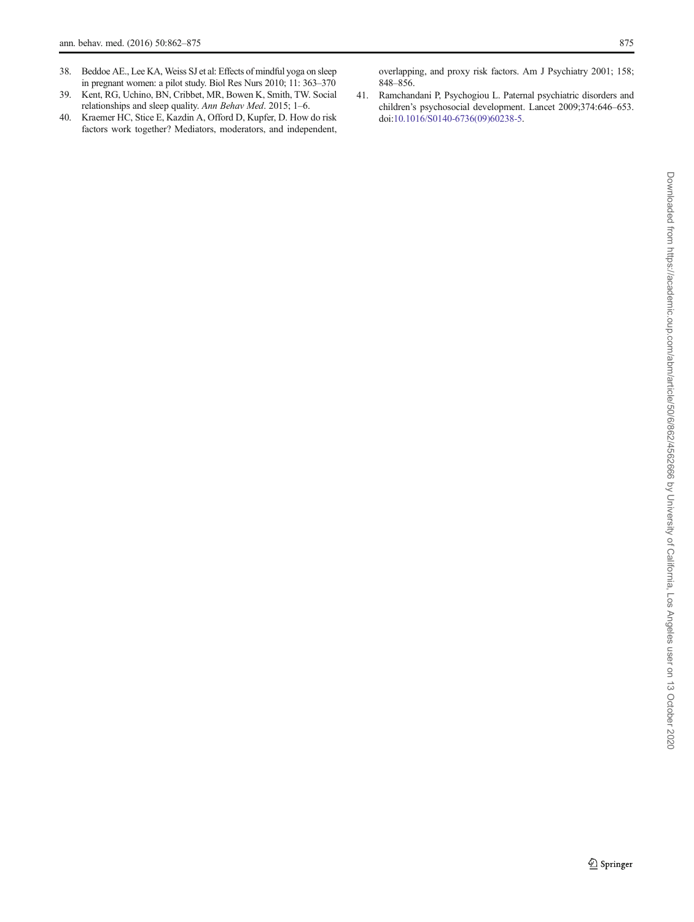38. Beddoe AE., Lee KA, Weiss SJ et al: Effects of mindful yoga on sleep in pregnant women: a pilot study. Biol Res Nurs 2010; 11: 363–370
39. Kent, RG, Uchino, BN, Cribbet, MR, Bowen K, Smith, TW. Social relationships and sleep quality. *Ann Behav Med*. 2015; 1–6.
40. Kraemer HC, Stice E, Kazdin A, Offord D, Kupfer, D. How do risk factors work together? Mediators, moderators, and independent, overlapping, and proxy risk factors. Am J Psychiatry 2001; 158; 848–856.
41. Ramchandani P, Psychogiou L. Paternal psychiatric disorders and children's psychosocial development. Lancet 2009;374:646–653. doi:10.1016/S0140-6736(09)60238-5.